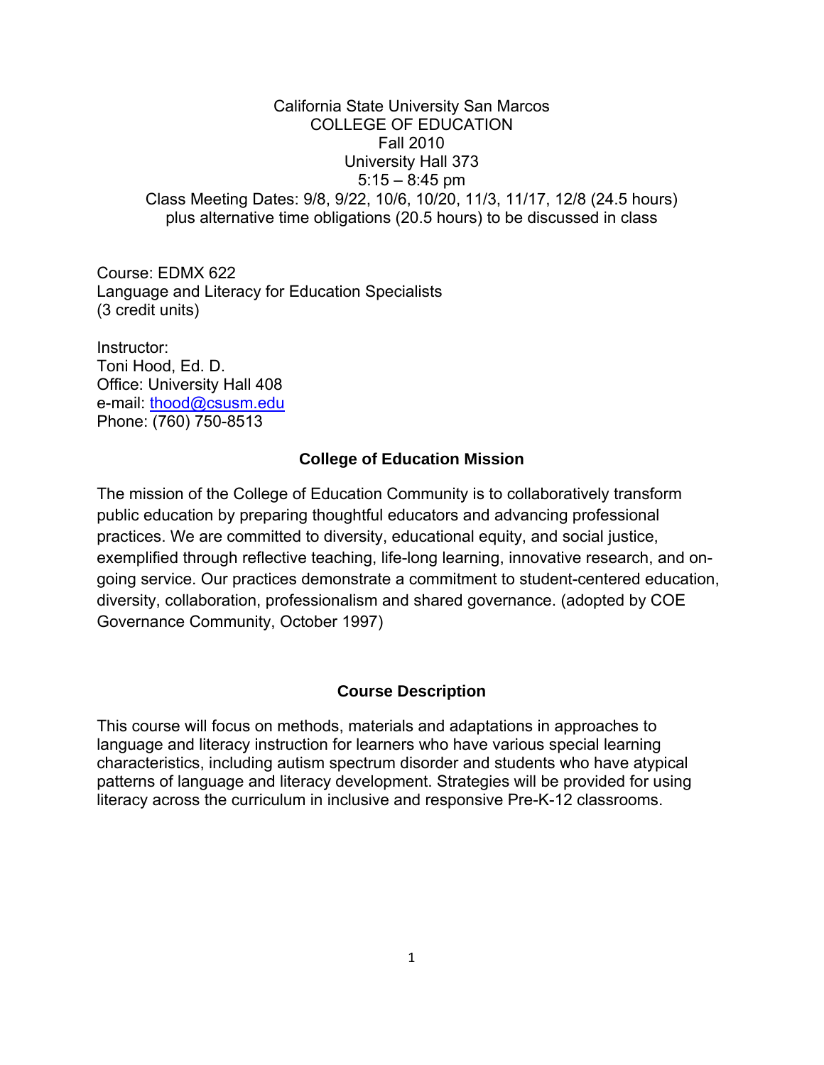California State University San Marcos
COLLEGE OF EDUCATION
Fall 2010
University Hall 373
5:15 – 8:45 pm
Class Meeting Dates: 9/8, 9/22, 10/6, 10/20, 11/3, 11/17, 12/8 (24.5 hours)
plus alternative time obligations (20.5 hours) to be discussed in class

Course: EDMX 622
Language and Literacy for Education Specialists
(3 credit units)

Instructor:
Toni Hood, Ed. D.
Office: University Hall 408
e-mail: thood@csusm.edu
Phone: (760) 750-8513

## College of Education Mission

The mission of the College of Education Community is to collaboratively transform public education by preparing thoughtful educators and advancing professional practices. We are committed to diversity, educational equity, and social justice, exemplified through reflective teaching, life-long learning, innovative research, and on-going service. Our practices demonstrate a commitment to student-centered education, diversity, collaboration, professionalism and shared governance. (adopted by COE Governance Community, October 1997)

## Course Description

This course will focus on methods, materials and adaptations in approaches to language and literacy instruction for learners who have various special learning characteristics, including autism spectrum disorder and students who have atypical patterns of language and literacy development. Strategies will be provided for using literacy across the curriculum in inclusive and responsive Pre-K-12 classrooms.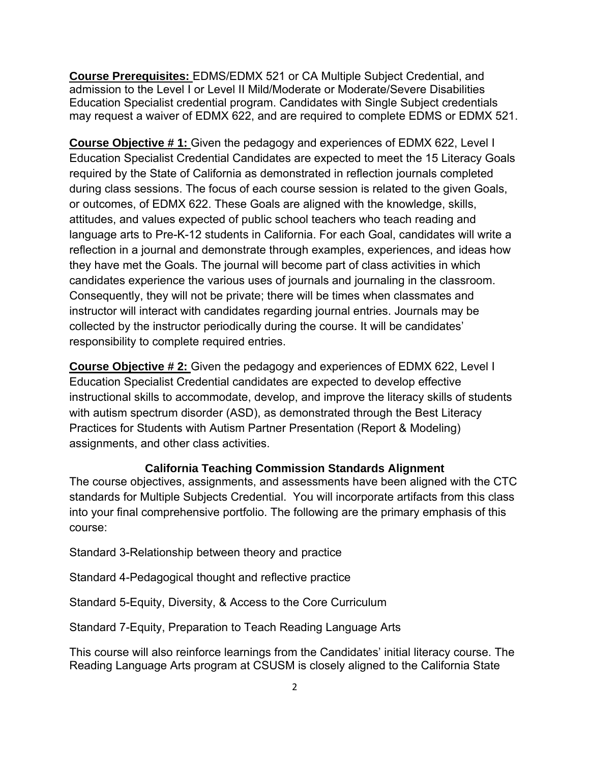**Course Prerequisites:** EDMS/EDMX 521 or CA Multiple Subject Credential, and admission to the Level I or Level II Mild/Moderate or Moderate/Severe Disabilities Education Specialist credential program. Candidates with Single Subject credentials may request a waiver of EDMX 622, and are required to complete EDMS or EDMX 521.

**Course Objective # 1:** Given the pedagogy and experiences of EDMX 622, Level I Education Specialist Credential Candidates are expected to meet the 15 Literacy Goals required by the State of California as demonstrated in reflection journals completed during class sessions. The focus of each course session is related to the given Goals, or outcomes, of EDMX 622. These Goals are aligned with the knowledge, skills, attitudes, and values expected of public school teachers who teach reading and language arts to Pre-K-12 students in California. For each Goal, candidates will write a reflection in a journal and demonstrate through examples, experiences, and ideas how they have met the Goals. The journal will become part of class activities in which candidates experience the various uses of journals and journaling in the classroom. Consequently, they will not be private; there will be times when classmates and instructor will interact with candidates regarding journal entries. Journals may be collected by the instructor periodically during the course. It will be candidates' responsibility to complete required entries.

**Course Objective # 2:** Given the pedagogy and experiences of EDMX 622, Level I Education Specialist Credential candidates are expected to develop effective instructional skills to accommodate, develop, and improve the literacy skills of students with autism spectrum disorder (ASD), as demonstrated through the Best Literacy Practices for Students with Autism Partner Presentation (Report & Modeling) assignments, and other class activities.

### California Teaching Commission Standards Alignment

The course objectives, assignments, and assessments have been aligned with the CTC standards for Multiple Subjects Credential. You will incorporate artifacts from this class into your final comprehensive portfolio. The following are the primary emphasis of this course:

Standard 3-Relationship between theory and practice

Standard 4-Pedagogical thought and reflective practice

Standard 5-Equity, Diversity, & Access to the Core Curriculum

Standard 7-Equity, Preparation to Teach Reading Language Arts

This course will also reinforce learnings from the Candidates' initial literacy course. The Reading Language Arts program at CSUSM is closely aligned to the California State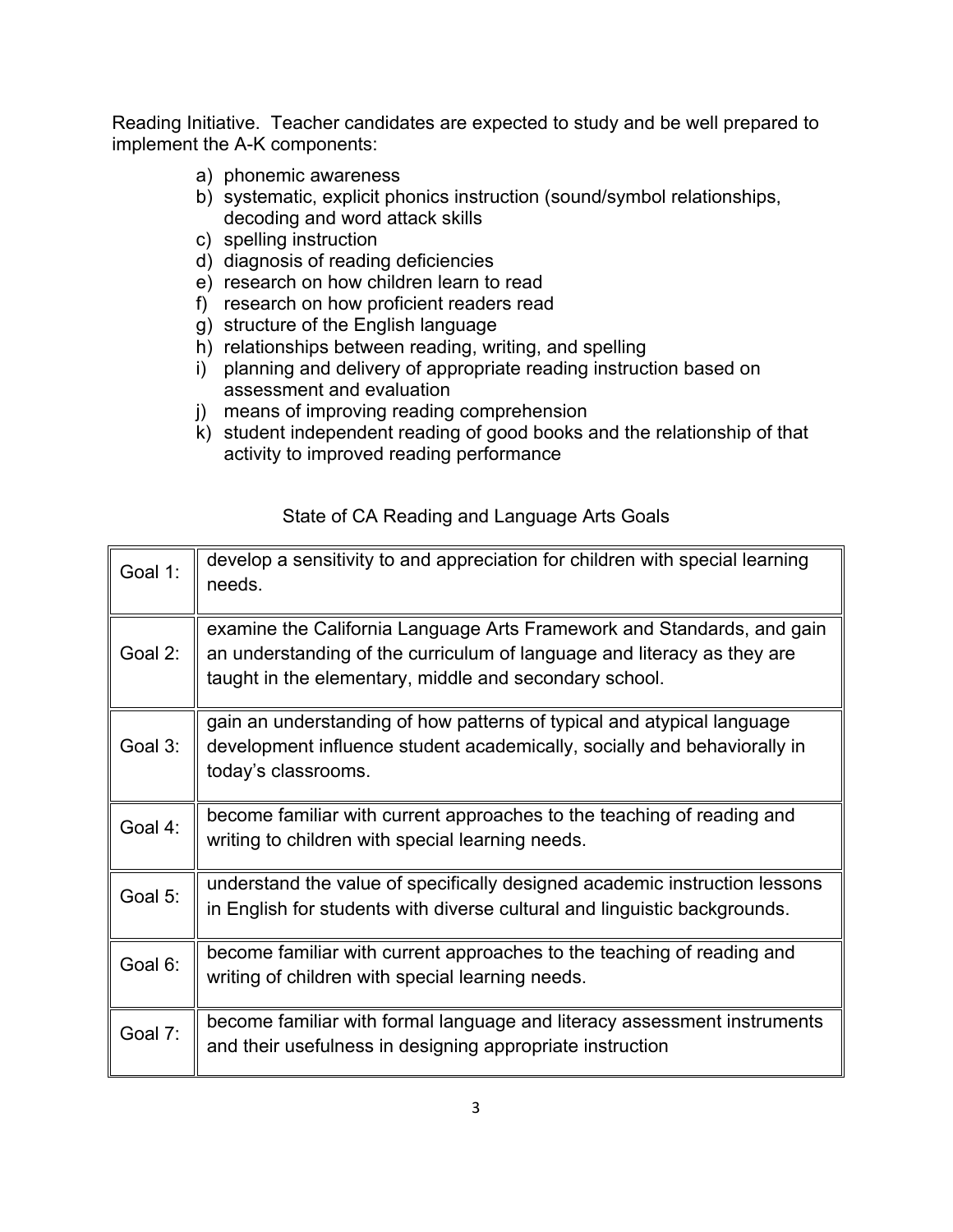Reading Initiative. Teacher candidates are expected to study and be well prepared to implement the A-K components:

a) phonemic awareness
b) systematic, explicit phonics instruction (sound/symbol relationships, decoding and word attack skills
c) spelling instruction
d) diagnosis of reading deficiencies
e) research on how children learn to read
f) research on how proficient readers read
g) structure of the English language
h) relationships between reading, writing, and spelling
i) planning and delivery of appropriate reading instruction based on assessment and evaluation
j) means of improving reading comprehension
k) student independent reading of good books and the relationship of that activity to improved reading performance

State of CA Reading and Language Arts Goals

| | |
|---|---|
| Goal 1: | develop a sensitivity to and appreciation for children with special learning needs. |
| Goal 2: | examine the California Language Arts Framework and Standards, and gain an understanding of the curriculum of language and literacy as they are taught in the elementary, middle and secondary school. |
| Goal 3: | gain an understanding of how patterns of typical and atypical language development influence student academically, socially and behaviorally in today's classrooms. |
| Goal 4: | become familiar with current approaches to the teaching of reading and writing to children with special learning needs. |
| Goal 5: | understand the value of specifically designed academic instruction lessons in English for students with diverse cultural and linguistic backgrounds. |
| Goal 6: | become familiar with current approaches to the teaching of reading and writing of children with special learning needs. |
| Goal 7: | become familiar with formal language and literacy assessment instruments and their usefulness in designing appropriate instruction |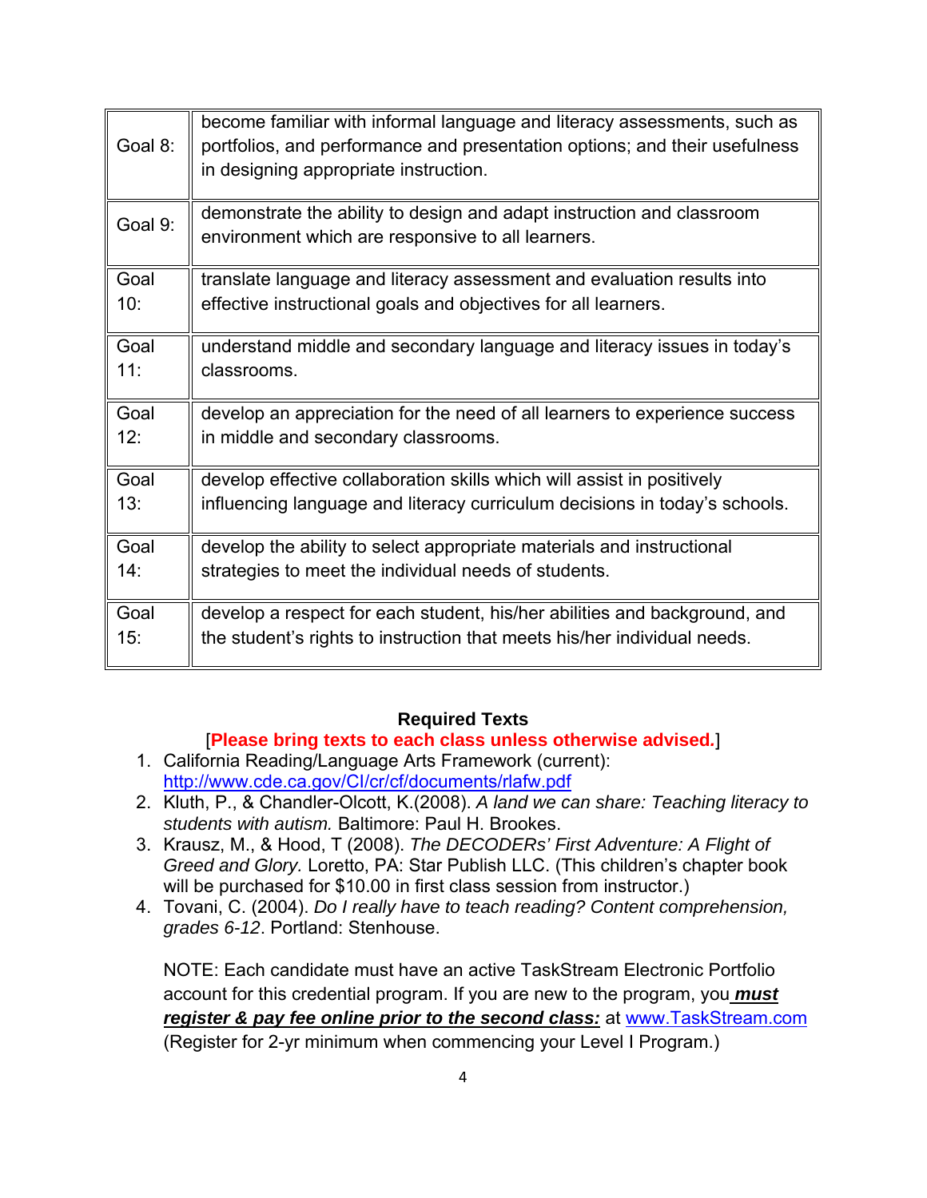| | |
|---|---|
| Goal 8: | become familiar with informal language and literacy assessments, such as portfolios, and performance and presentation options; and their usefulness in designing appropriate instruction. |
| Goal 9: | demonstrate the ability to design and adapt instruction and classroom environment which are responsive to all learners. |
| Goal 10: | translate language and literacy assessment and evaluation results into effective instructional goals and objectives for all learners. |
| Goal 11: | understand middle and secondary language and literacy issues in today's classrooms. |
| Goal 12: | develop an appreciation for the need of all learners to experience success in middle and secondary classrooms. |
| Goal 13: | develop effective collaboration skills which will assist in positively influencing language and literacy curriculum decisions in today's schools. |
| Goal 14: | develop the ability to select appropriate materials and instructional strategies to meet the individual needs of students. |
| Goal 15: | develop a respect for each student, his/her abilities and background, and the student's rights to instruction that meets his/her individual needs. |

## Required Texts

[**Please bring texts to each class unless otherwise advised.**]

1. California Reading/Language Arts Framework (current): http://www.cde.ca.gov/CI/cr/cf/documents/rlafw.pdf
2. Kluth, P., & Chandler-Olcott, K.(2008). *A land we can share: Teaching literacy to students with autism.* Baltimore: Paul H. Brookes.
3. Krausz, M., & Hood, T (2008). *The DECODERs' First Adventure: A Flight of Greed and Glory.* Loretto, PA: Star Publish LLC. (This children's chapter book will be purchased for $10.00 in first class session from instructor.)
4. Tovani, C. (2004). *Do I really have to teach reading? Content comprehension, grades 6-12*. Portland: Stenhouse.

   NOTE: Each candidate must have an active TaskStream Electronic Portfolio account for this credential program. If you are new to the program, you ***must register & pay fee online prior to the second class:*** at www.TaskStream.com (Register for 2-yr minimum when commencing your Level I Program.)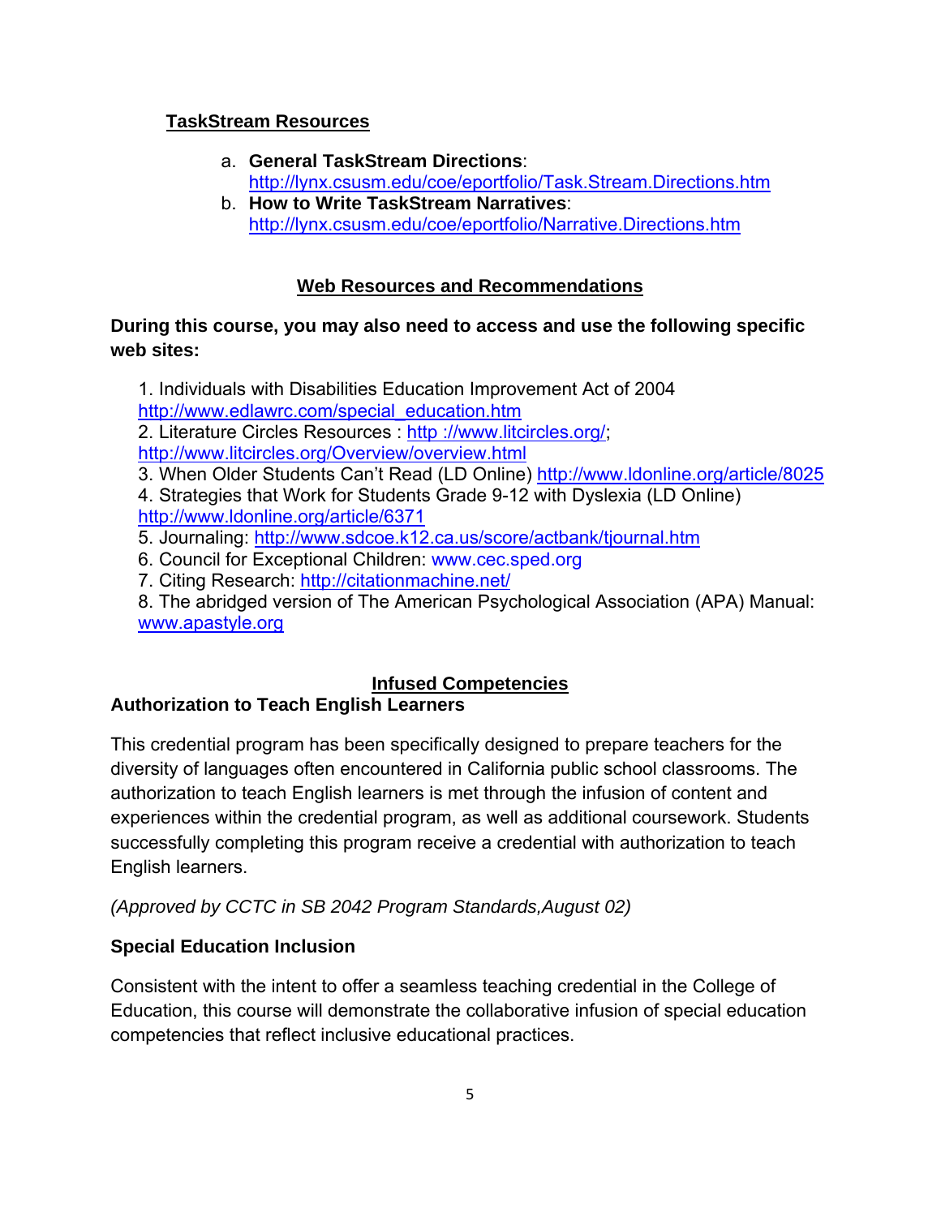## TaskStream Resources

a. **General TaskStream Directions**: http://lynx.csusm.edu/coe/eportfolio/Task.Stream.Directions.htm
b. **How to Write TaskStream Narratives**: http://lynx.csusm.edu/coe/eportfolio/Narrative.Directions.htm

## Web Resources and Recommendations

**During this course, you may also need to access and use the following specific web sites:**

1. Individuals with Disabilities Education Improvement Act of 2004 http://www.edlawrc.com/special_education.htm
2. Literature Circles Resources : http ://www.litcircles.org/; http://www.litcircles.org/Overview/overview.html
3. When Older Students Can't Read (LD Online) http://www.ldonline.org/article/8025
4. Strategies that Work for Students Grade 9-12 with Dyslexia (LD Online) http://www.ldonline.org/article/6371
5. Journaling: http://www.sdcoe.k12.ca.us/score/actbank/tjournal.htm
6. Council for Exceptional Children: www.cec.sped.org
7. Citing Research: http://citationmachine.net/
8. The abridged version of The American Psychological Association (APA) Manual: www.apastyle.org

## Infused Competencies

### Authorization to Teach English Learners

This credential program has been specifically designed to prepare teachers for the diversity of languages often encountered in California public school classrooms. The authorization to teach English learners is met through the infusion of content and experiences within the credential program, as well as additional coursework. Students successfully completing this program receive a credential with authorization to teach English learners.

*(Approved by CCTC in SB 2042 Program Standards,August 02)*

### Special Education Inclusion

Consistent with the intent to offer a seamless teaching credential in the College of Education, this course will demonstrate the collaborative infusion of special education competencies that reflect inclusive educational practices.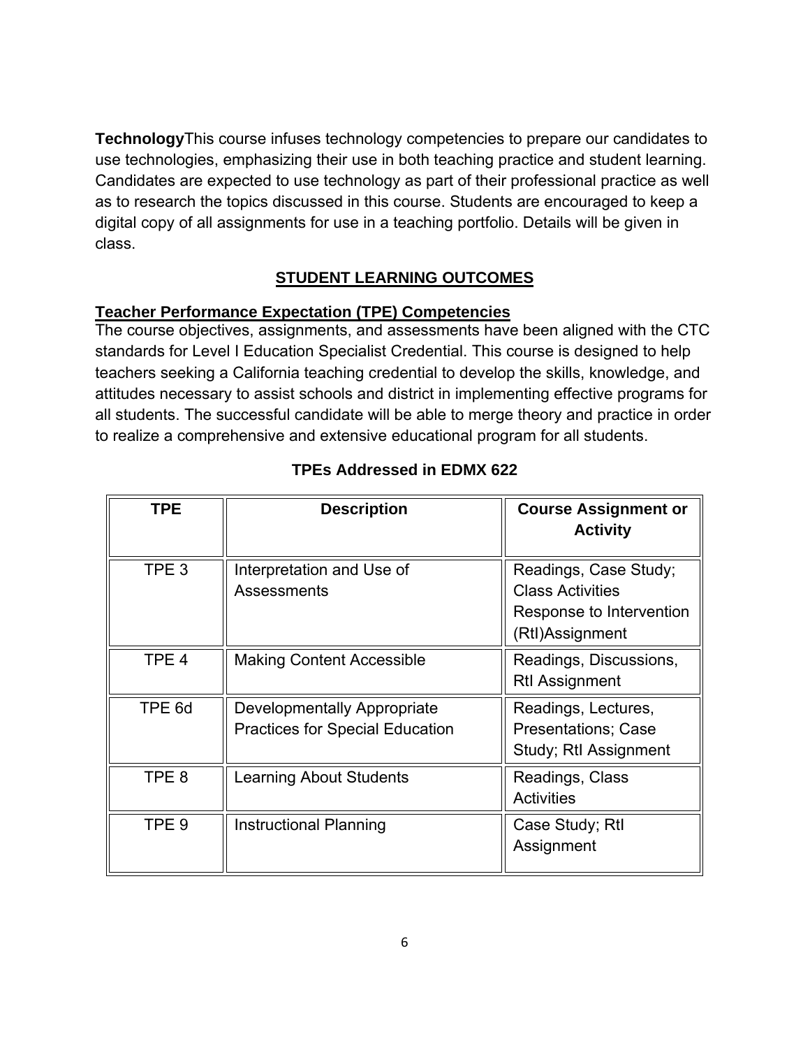**Technology**This course infuses technology competencies to prepare our candidates to use technologies, emphasizing their use in both teaching practice and student learning. Candidates are expected to use technology as part of their professional practice as well as to research the topics discussed in this course. Students are encouraged to keep a digital copy of all assignments for use in a teaching portfolio. Details will be given in class.

## STUDENT LEARNING OUTCOMES

### Teacher Performance Expectation (TPE) Competencies

The course objectives, assignments, and assessments have been aligned with the CTC standards for Level I Education Specialist Credential. This course is designed to help teachers seeking a California teaching credential to develop the skills, knowledge, and attitudes necessary to assist schools and district in implementing effective programs for all students. The successful candidate will be able to merge theory and practice in order to realize a comprehensive and extensive educational program for all students.

**TPEs Addressed in EDMX 622**

| TPE | Description | Course Assignment or Activity |
|---|---|---|
| TPE 3 | Interpretation and Use of Assessments | Readings, Case Study; Class Activities Response to Intervention (RtI)Assignment |
| TPE 4 | Making Content Accessible | Readings, Discussions, RtI Assignment |
| TPE 6d | Developmentally Appropriate Practices for Special Education | Readings, Lectures, Presentations; Case Study; RtI Assignment |
| TPE 8 | Learning About Students | Readings, Class Activities |
| TPE 9 | Instructional Planning | Case Study; RtI Assignment |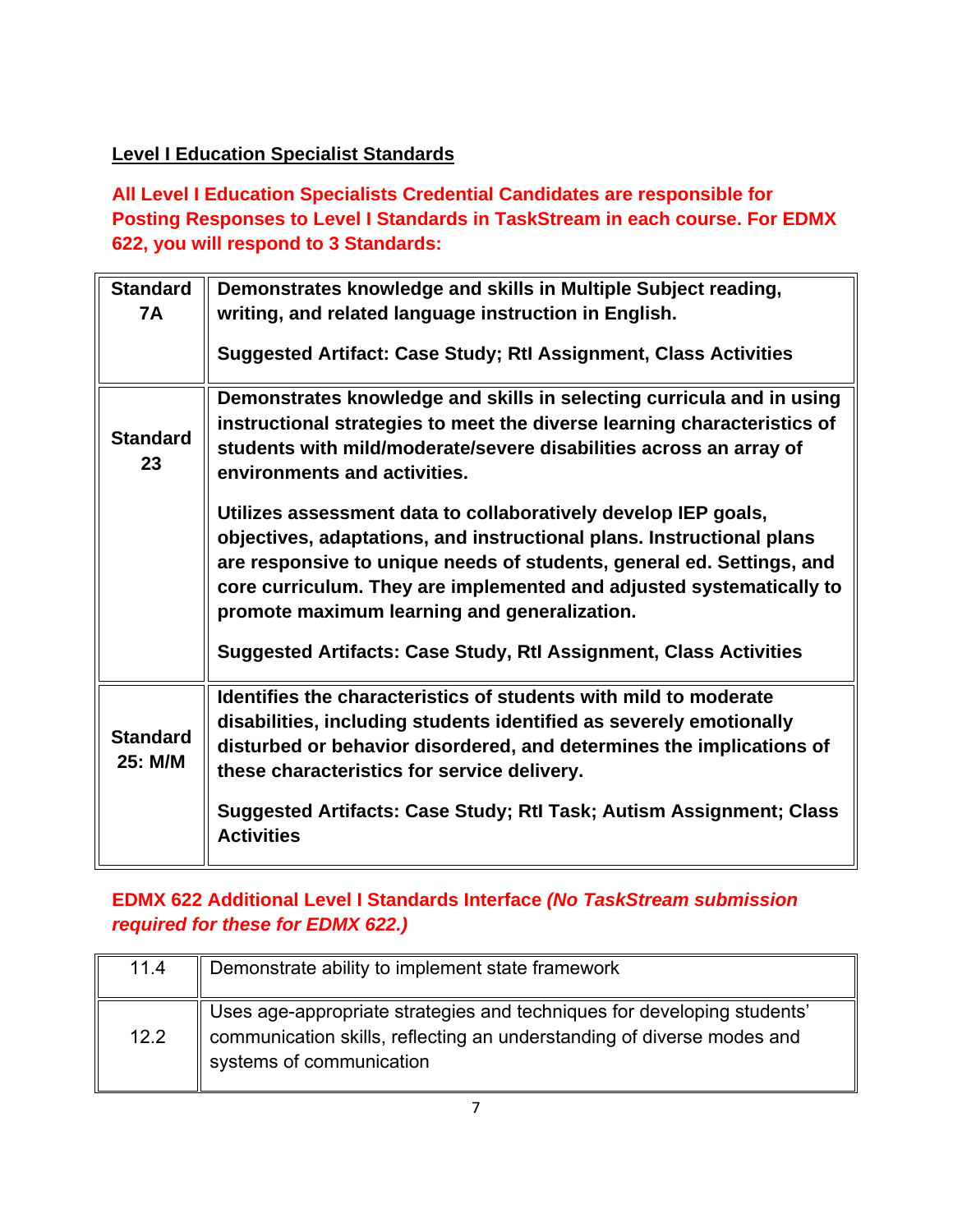**Level I Education Specialist Standards**

**All Level I Education Specialists Credential Candidates are responsible for Posting Responses to Level I Standards in TaskStream in each course. For EDMX 622, you will respond to 3 Standards:**

| | |
|---|---|
| **Standard 7A** | **Demonstrates knowledge and skills in Multiple Subject reading, writing, and related language instruction in English.**<br><br>**Suggested Artifact: Case Study; RtI Assignment, Class Activities** |
| **Standard 23** | **Demonstrates knowledge and skills in selecting curricula and in using instructional strategies to meet the diverse learning characteristics of students with mild/moderate/severe disabilities across an array of environments and activities.**<br><br>**Utilizes assessment data to collaboratively develop IEP goals, objectives, adaptations, and instructional plans. Instructional plans are responsive to unique needs of students, general ed. Settings, and core curriculum. They are implemented and adjusted systematically to promote maximum learning and generalization.**<br><br>**Suggested Artifacts: Case Study, RtI Assignment, Class Activities** |
| **Standard 25: M/M** | **Identifies the characteristics of students with mild to moderate disabilities, including students identified as severely emotionally disturbed or behavior disordered, and determines the implications of these characteristics for service delivery.**<br><br>**Suggested Artifacts: Case Study; RtI Task; Autism Assignment; Class Activities** |

**EDMX 622 Additional Level I Standards Interface** ***(No TaskStream submission required for these for EDMX 622.)***

| | |
|---|---|
| 11.4 | Demonstrate ability to implement state framework |
| 12.2 | Uses age-appropriate strategies and techniques for developing students' communication skills, reflecting an understanding of diverse modes and systems of communication |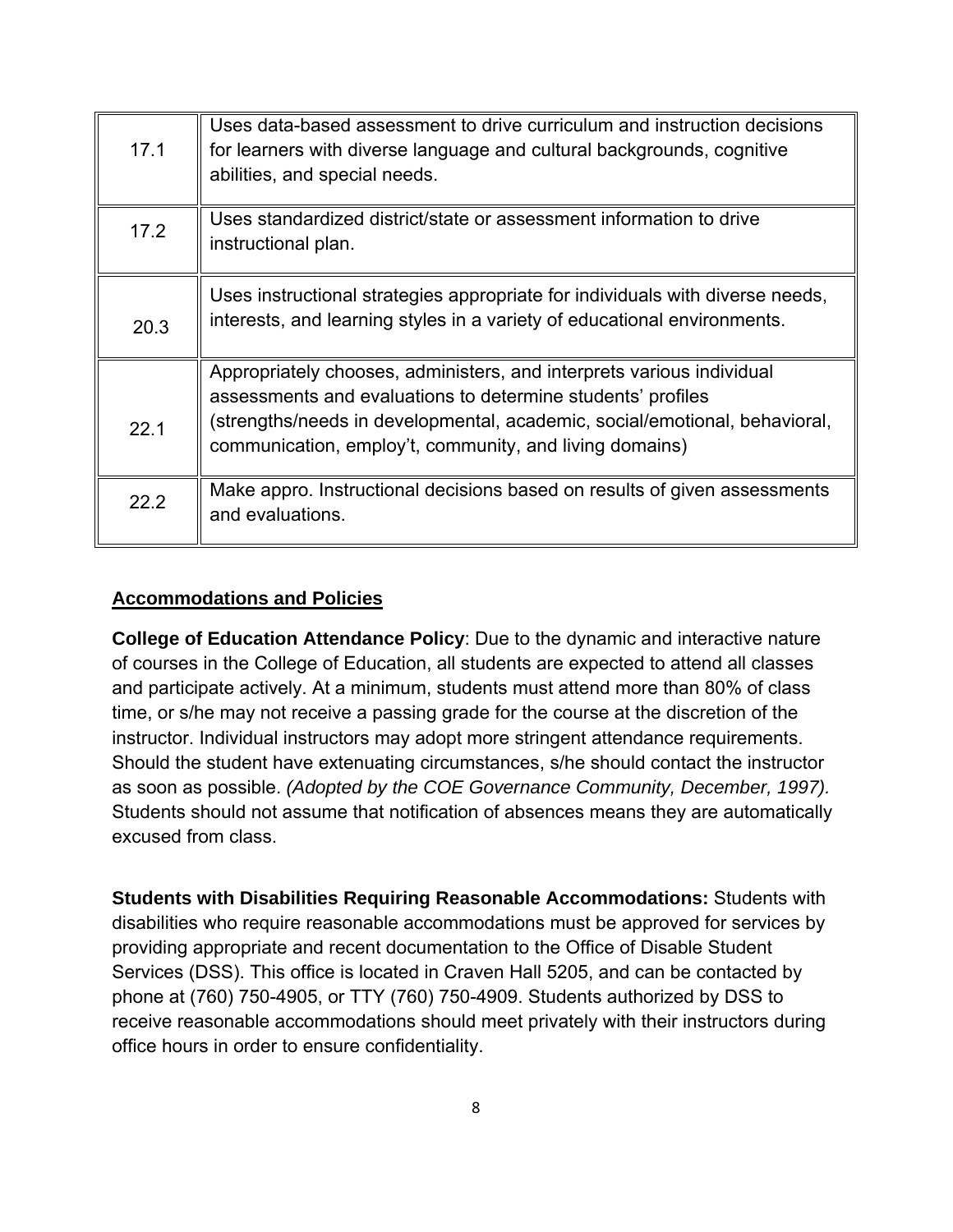| | |
|---|---|
| 17.1 | Uses data-based assessment to drive curriculum and instruction decisions for learners with diverse language and cultural backgrounds, cognitive abilities, and special needs. |
| 17.2 | Uses standardized district/state or assessment information to drive instructional plan. |
| 20.3 | Uses instructional strategies appropriate for individuals with diverse needs, interests, and learning styles in a variety of educational environments. |
| 22.1 | Appropriately chooses, administers, and interprets various individual assessments and evaluations to determine students' profiles (strengths/needs in developmental, academic, social/emotional, behavioral, communication, employ't, community, and living domains) |
| 22.2 | Make appro. Instructional decisions based on results of given assessments and evaluations. |

## Accommodations and Policies

**College of Education Attendance Policy**: Due to the dynamic and interactive nature of courses in the College of Education, all students are expected to attend all classes and participate actively. At a minimum, students must attend more than 80% of class time, or s/he may not receive a passing grade for the course at the discretion of the instructor. Individual instructors may adopt more stringent attendance requirements. Should the student have extenuating circumstances, s/he should contact the instructor as soon as possible. *(Adopted by the COE Governance Community, December, 1997).* Students should not assume that notification of absences means they are automatically excused from class.

**Students with Disabilities Requiring Reasonable Accommodations:** Students with disabilities who require reasonable accommodations must be approved for services by providing appropriate and recent documentation to the Office of Disable Student Services (DSS). This office is located in Craven Hall 5205, and can be contacted by phone at (760) 750-4905, or TTY (760) 750-4909. Students authorized by DSS to receive reasonable accommodations should meet privately with their instructors during office hours in order to ensure confidentiality.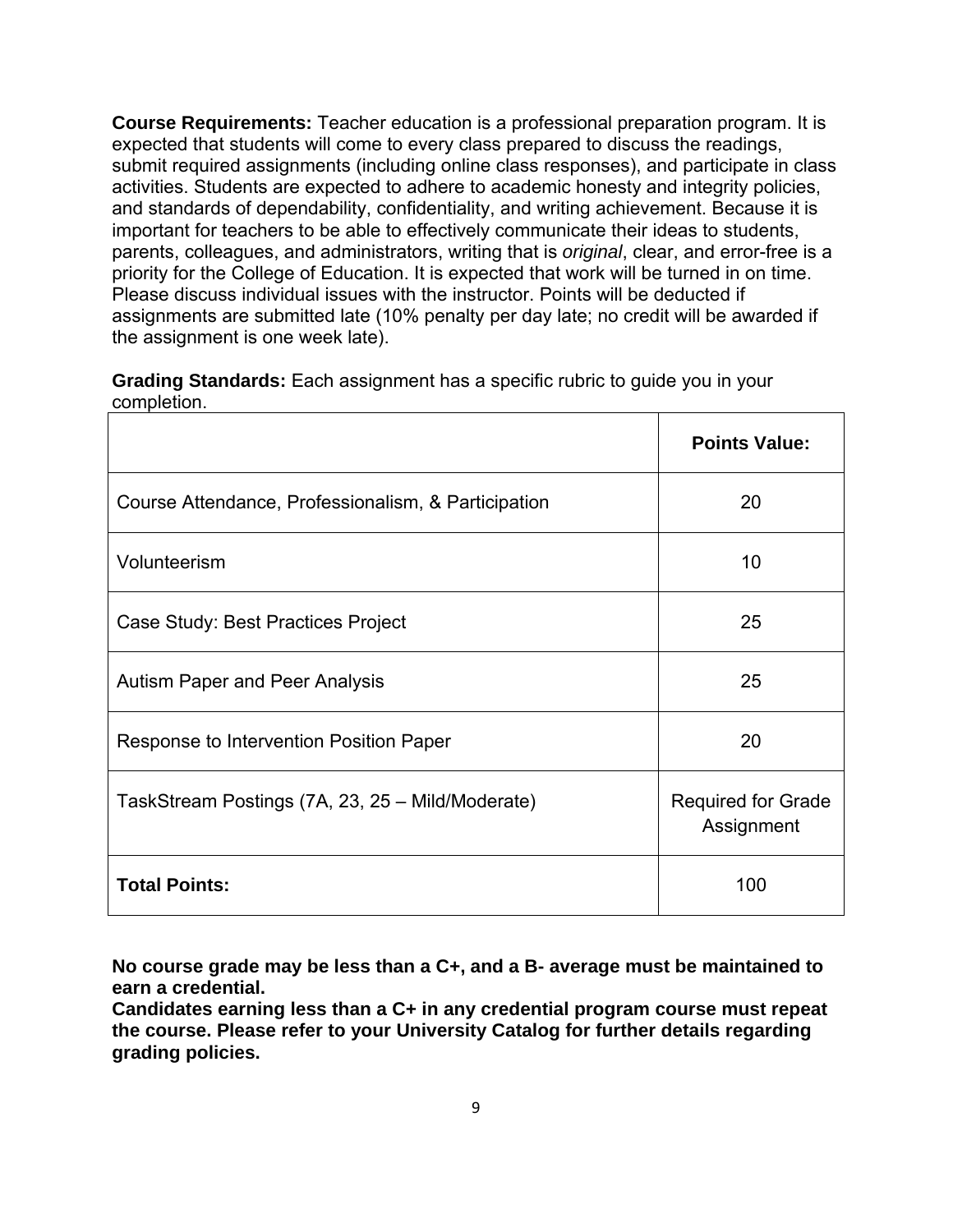**Course Requirements:** Teacher education is a professional preparation program. It is expected that students will come to every class prepared to discuss the readings, submit required assignments (including online class responses), and participate in class activities. Students are expected to adhere to academic honesty and integrity policies, and standards of dependability, confidentiality, and writing achievement. Because it is important for teachers to be able to effectively communicate their ideas to students, parents, colleagues, and administrators, writing that is *original*, clear, and error-free is a priority for the College of Education. It is expected that work will be turned in on time. Please discuss individual issues with the instructor. Points will be deducted if assignments are submitted late (10% penalty per day late; no credit will be awarded if the assignment is one week late).

**Grading Standards:** Each assignment has a specific rubric to guide you in your completion.

| | **Points Value:** |
|---|---|
| Course Attendance, Professionalism, & Participation | 20 |
| Volunteerism | 10 |
| Case Study: Best Practices Project | 25 |
| Autism Paper and Peer Analysis | 25 |
| Response to Intervention Position Paper | 20 |
| TaskStream Postings (7A, 23, 25 – Mild/Moderate) | Required for Grade Assignment |
| **Total Points:** | 100 |

**No course grade may be less than a C+, and a B- average must be maintained to earn a credential.**
**Candidates earning less than a C+ in any credential program course must repeat the course. Please refer to your University Catalog for further details regarding grading policies.**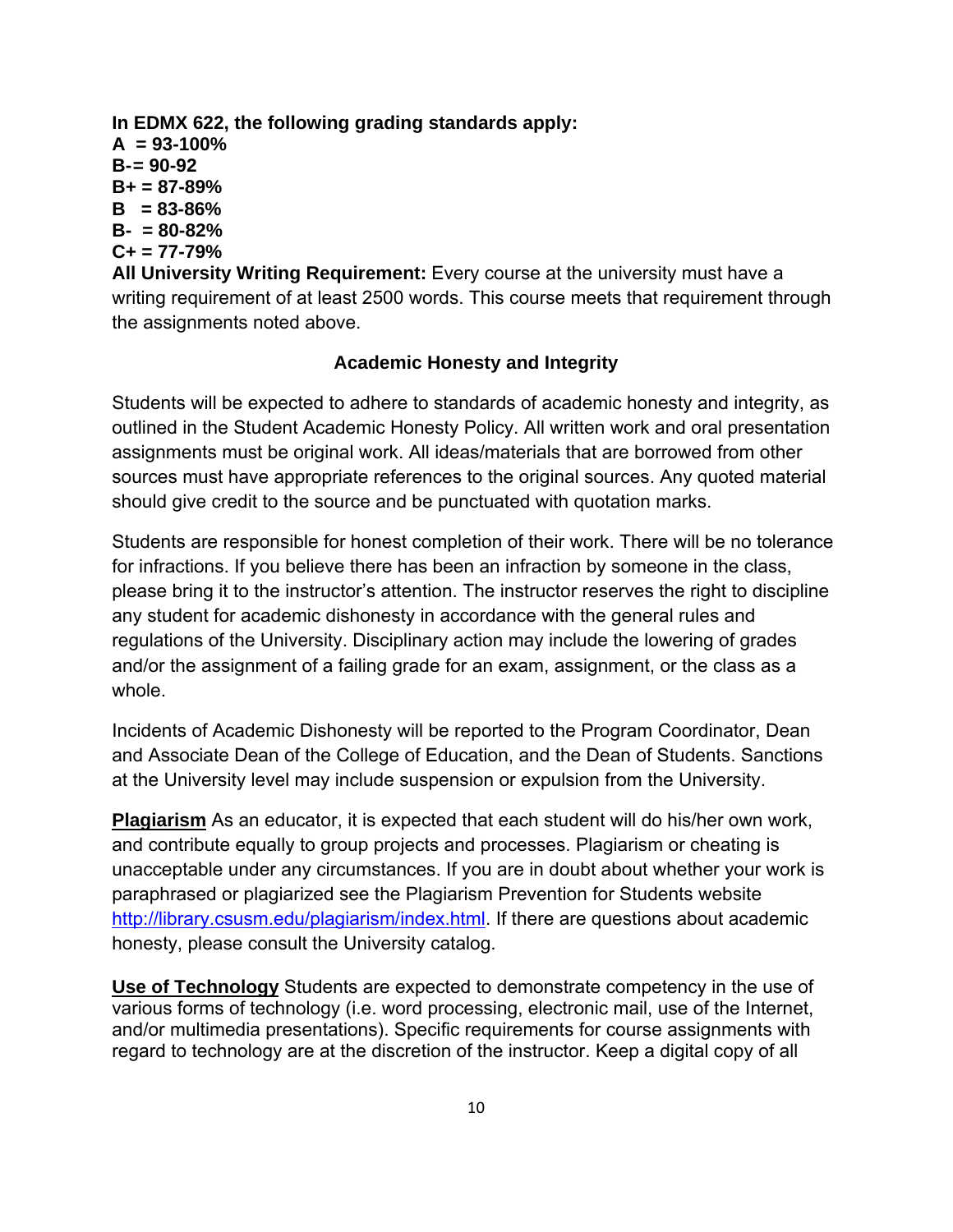**In EDMX 622, the following grading standards apply:**
**A = 93-100%**
**B-= 90-92**
**B+ = 87-89%**
**B = 83-86%**
**B- = 80-82%**
**C+ = 77-79%**

**All University Writing Requirement:** Every course at the university must have a writing requirement of at least 2500 words. This course meets that requirement through the assignments noted above.

## Academic Honesty and Integrity

Students will be expected to adhere to standards of academic honesty and integrity, as outlined in the Student Academic Honesty Policy. All written work and oral presentation assignments must be original work. All ideas/materials that are borrowed from other sources must have appropriate references to the original sources. Any quoted material should give credit to the source and be punctuated with quotation marks.

Students are responsible for honest completion of their work. There will be no tolerance for infractions. If you believe there has been an infraction by someone in the class, please bring it to the instructor's attention. The instructor reserves the right to discipline any student for academic dishonesty in accordance with the general rules and regulations of the University. Disciplinary action may include the lowering of grades and/or the assignment of a failing grade for an exam, assignment, or the class as a whole.

Incidents of Academic Dishonesty will be reported to the Program Coordinator, Dean and Associate Dean of the College of Education, and the Dean of Students. Sanctions at the University level may include suspension or expulsion from the University.

**Plagiarism** As an educator, it is expected that each student will do his/her own work, and contribute equally to group projects and processes. Plagiarism or cheating is unacceptable under any circumstances. If you are in doubt about whether your work is paraphrased or plagiarized see the Plagiarism Prevention for Students website [http://library.csusm.edu/plagiarism/index.html](http://library.csusm.edu/plagiarism/index.html). If there are questions about academic honesty, please consult the University catalog.

**Use of Technology** Students are expected to demonstrate competency in the use of various forms of technology (i.e. word processing, electronic mail, use of the Internet, and/or multimedia presentations). Specific requirements for course assignments with regard to technology are at the discretion of the instructor. Keep a digital copy of all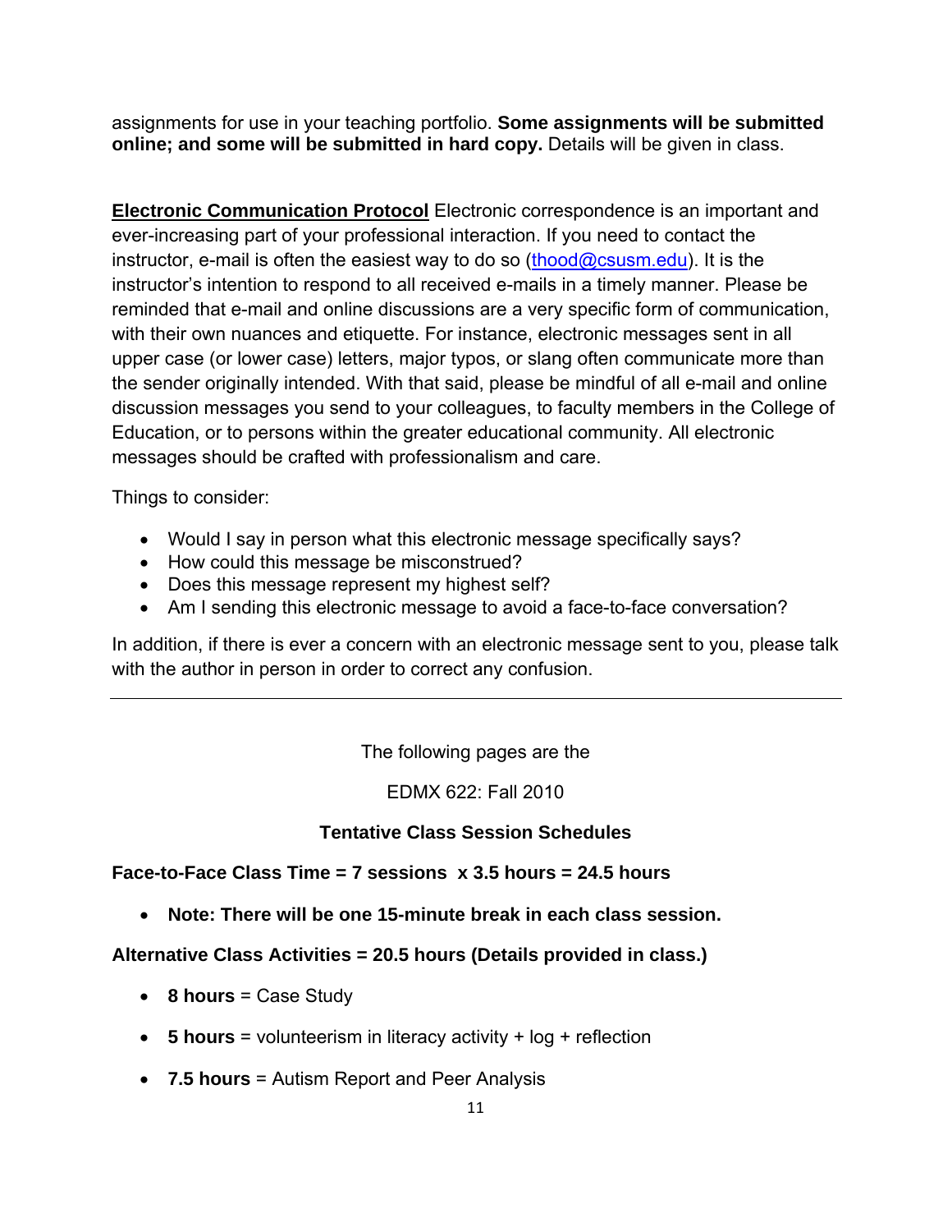assignments for use in your teaching portfolio. **Some assignments will be submitted online; and some will be submitted in hard copy.** Details will be given in class.

**Electronic Communication Protocol** Electronic correspondence is an important and ever-increasing part of your professional interaction. If you need to contact the instructor, e-mail is often the easiest way to do so (thood@csusm.edu). It is the instructor's intention to respond to all received e-mails in a timely manner. Please be reminded that e-mail and online discussions are a very specific form of communication, with their own nuances and etiquette. For instance, electronic messages sent in all upper case (or lower case) letters, major typos, or slang often communicate more than the sender originally intended. With that said, please be mindful of all e-mail and online discussion messages you send to your colleagues, to faculty members in the College of Education, or to persons within the greater educational community. All electronic messages should be crafted with professionalism and care.

Things to consider:

- Would I say in person what this electronic message specifically says?
- How could this message be misconstrued?
- Does this message represent my highest self?
- Am I sending this electronic message to avoid a face-to-face conversation?

In addition, if there is ever a concern with an electronic message sent to you, please talk with the author in person in order to correct any confusion.

---

The following pages are the

EDMX 622: Fall 2010

**Tentative Class Session Schedules**

**Face-to-Face Class Time = 7 sessions x 3.5 hours = 24.5 hours**

- **Note: There will be one 15-minute break in each class session.**

**Alternative Class Activities = 20.5 hours (Details provided in class.)**

- **8 hours** = Case Study
- **5 hours** = volunteerism in literacy activity + log + reflection
- **7.5 hours** = Autism Report and Peer Analysis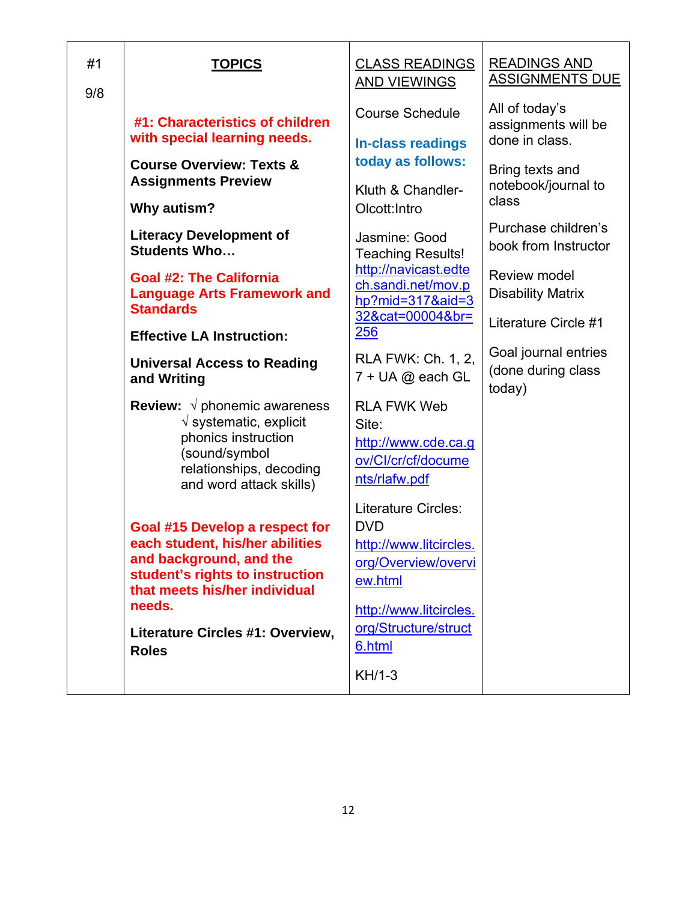| #1<br><br>9/8 | **TOPICS**<br><br>**#1: Characteristics of children with special learning needs.**<br><br>**Course Overview: Texts & Assignments Preview**<br><br>**Why autism?**<br><br>**Literacy Development of Students Who…**<br><br>**Goal #2: The California Language Arts Framework and Standards**<br><br>**Effective LA Instruction:**<br><br>**Universal Access to Reading and Writing**<br><br>**Review:** √ phonemic awareness<br>√ systematic, explicit phonics instruction (sound/symbol relationships, decoding and word attack skills)<br><br>**Goal #15 Develop a respect for each student, his/her abilities and background, and the student's rights to instruction that meets his/her individual needs.**<br><br>**Literature Circles #1: Overview, Roles** | CLASS READINGS AND VIEWINGS<br><br>Course Schedule<br><br>**In-class readings today as follows:**<br><br>Kluth & Chandler-Olcott:Intro<br><br>Jasmine: Good Teaching Results! http://navicast.edtech.sandi.net/mov.php?mid=317&aid=332&cat=00004&br=256<br><br>RLA FWK: Ch. 1, 2, 7 + UA @ each GL<br><br>RLA FWK Web Site: http://www.cde.ca.gov/CI/cr/cf/documents/rlafw.pdf<br><br>Literature Circles: DVD http://www.litcircles.org/Overview/overview.html<br><br>http://www.litcircles.org/Structure/struct6.html<br><br>KH/1-3 | READINGS AND ASSIGNMENTS DUE<br><br>All of today's assignments will be done in class.<br><br>Bring texts and notebook/journal to class<br><br>Purchase children's book from Instructor<br><br>Review model Disability Matrix<br><br>Literature Circle #1<br><br>Goal journal entries (done during class today) |
|---|---|---|---|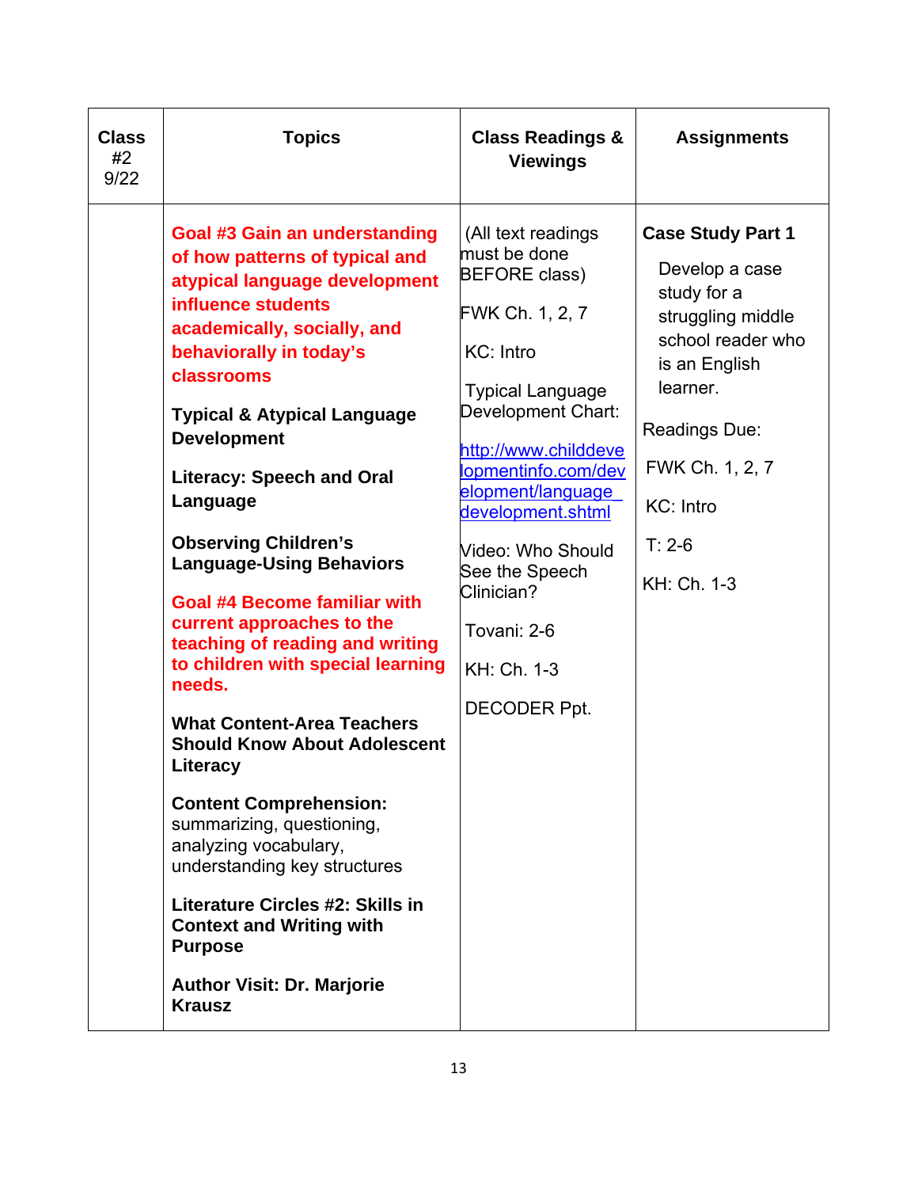| Class #2 9/22 | Topics | Class Readings & Viewings | Assignments |
|---|---|---|---|
| | **Goal #3 Gain an understanding of how patterns of typical and atypical language development influence students academically, socially, and behaviorally in today's classrooms**<br><br>**Typical & Atypical Language Development**<br><br>**Literacy: Speech and Oral Language**<br><br>**Observing Children's Language-Using Behaviors**<br><br>**Goal #4 Become familiar with current approaches to the teaching of reading and writing to children with special learning needs.**<br><br>**What Content-Area Teachers Should Know About Adolescent Literacy**<br><br>**Content Comprehension:** summarizing, questioning, analyzing vocabulary, understanding key structures<br><br>**Literature Circles #2: Skills in Context and Writing with Purpose**<br><br>**Author Visit: Dr. Marjorie Krausz** | (All text readings must be done BEFORE class)<br><br>FWK Ch. 1, 2, 7<br><br>KC: Intro<br><br>Typical Language Development Chart:<br><br>http://www.childdevelopmentinfo.com/development/language_development.shtml<br><br>Video: Who Should See the Speech Clinician?<br><br>Tovani: 2-6<br><br>KH: Ch. 1-3<br><br>DECODER Ppt. | **Case Study Part 1**<br><br>Develop a case study for a struggling middle school reader who is an English learner.<br><br>Readings Due:<br><br>FWK Ch. 1, 2, 7<br><br>KC: Intro<br><br>T: 2-6<br><br>KH: Ch. 1-3 |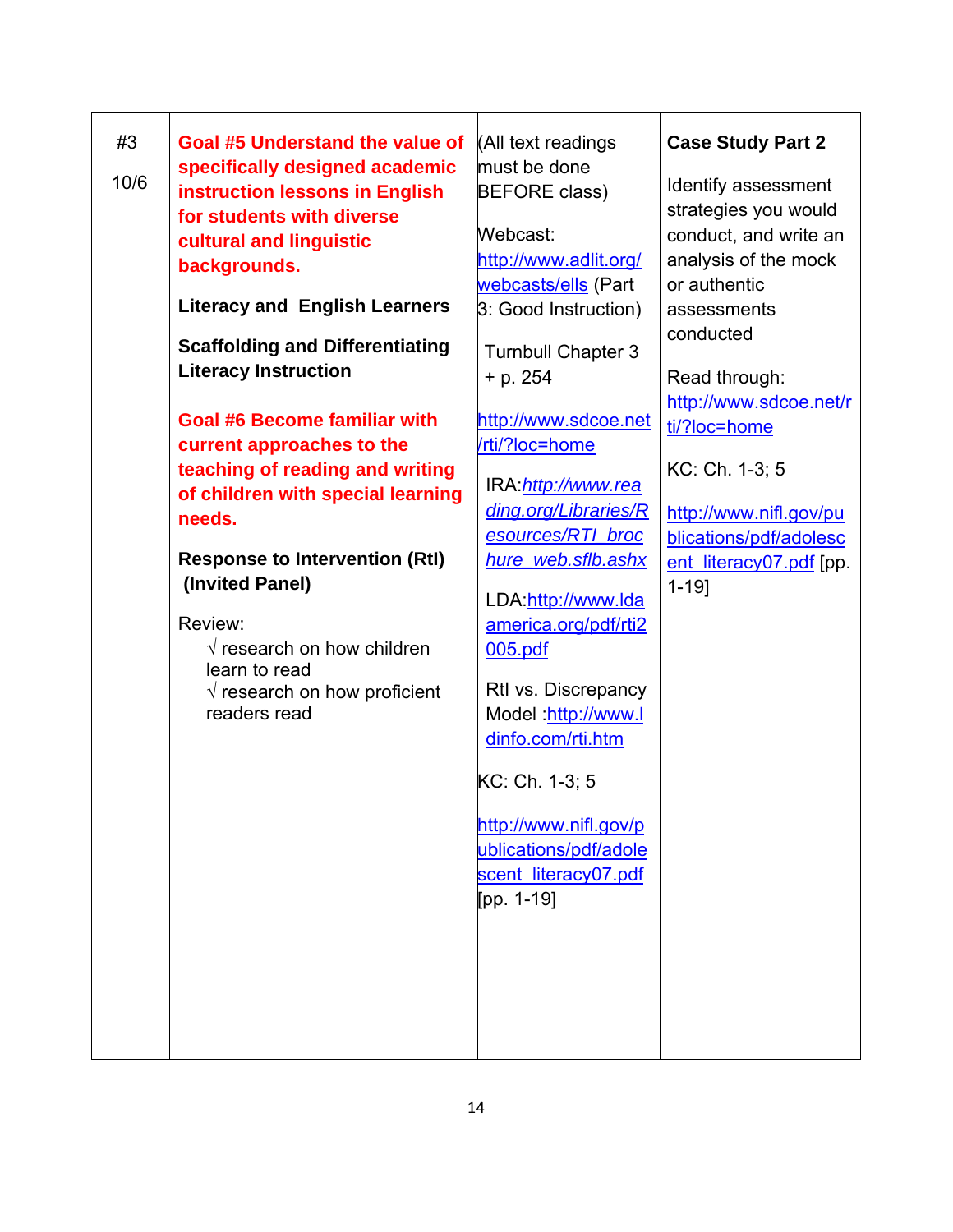| | | | |
|---|---|---|---|
| #3<br><br>10/6 | **Goal #5 Understand the value of specifically designed academic instruction lessons in English for students with diverse cultural and linguistic backgrounds.**<br><br>**Literacy and English Learners**<br><br>**Scaffolding and Differentiating Literacy Instruction**<br><br>**Goal #6 Become familiar with current approaches to the teaching of reading and writing of children with special learning needs.**<br><br>**Response to Intervention (RtI) (Invited Panel)**<br><br>Review:<br>√ research on how children learn to read<br>√ research on how proficient readers read | (All text readings must be done BEFORE class)<br><br>Webcast: http://www.adlit.org/webcasts/ells (Part 3: Good Instruction)<br><br>Turnbull Chapter 3 + p. 254<br><br>http://www.sdcoe.net/rti/?loc=home<br><br>IRA: *http://www.reading.org/Libraries/Resources/RTI_brochure_web.sflb.ashx*<br><br>LDA: http://www.ldaamerica.org/pdf/rti2005.pdf<br><br>RtI vs. Discrepancy Model : http://www.ldinfo.com/rti.htm<br><br>KC: Ch. 1-3; 5<br><br>http://www.nifl.gov/publications/pdf/adolescent_literacy07.pdf [pp. 1-19] | **Case Study Part 2**<br><br>Identify assessment strategies you would conduct, and write an analysis of the mock or authentic assessments conducted<br><br>Read through: http://www.sdcoe.net/rti/?loc=home<br><br>KC: Ch. 1-3; 5<br><br>http://www.nifl.gov/publications/pdf/adolescent_literacy07.pdf [pp. 1-19] |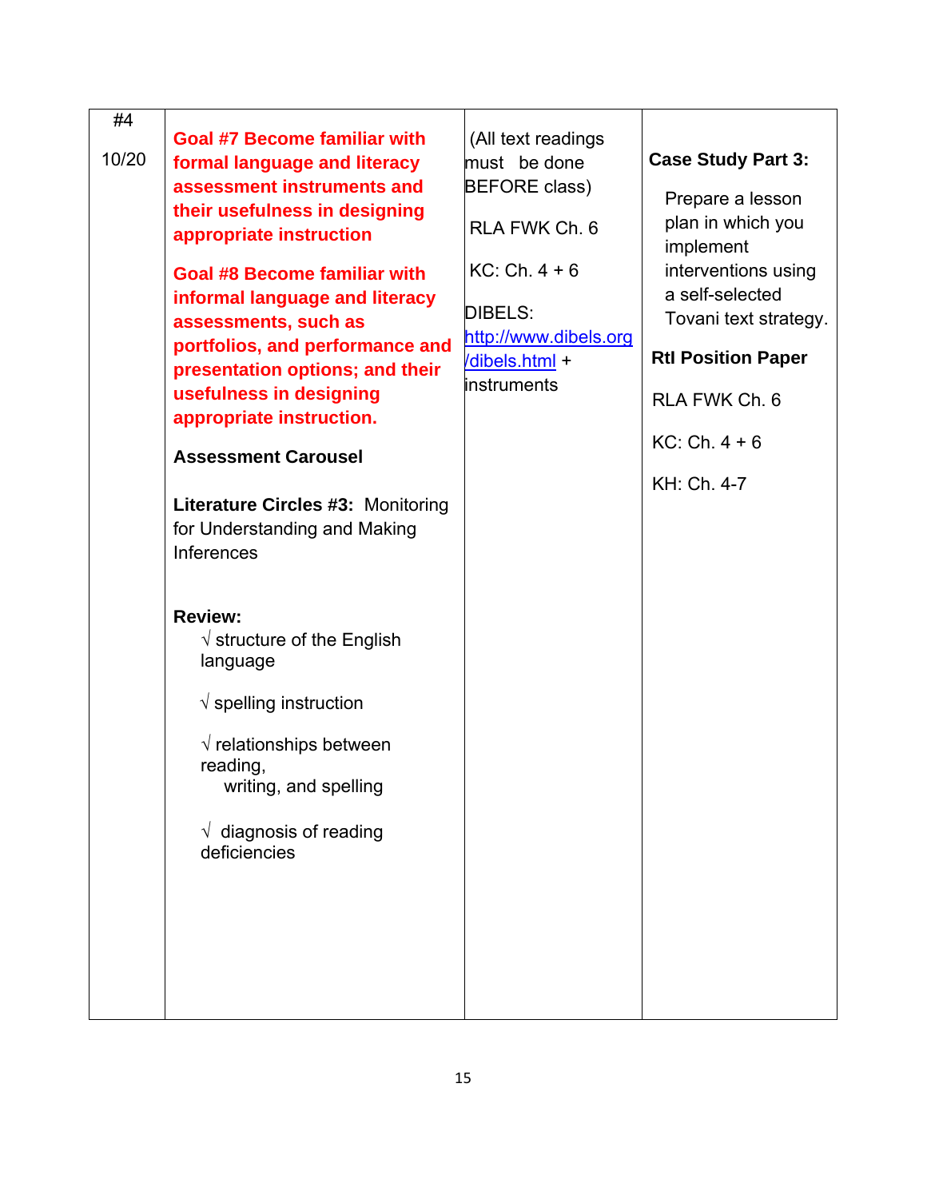| | | | |
|---|---|---|---|
| #4<br><br>10/20 | **Goal #7 Become familiar with formal language and literacy assessment instruments and their usefulness in designing appropriate instruction**<br><br>**Goal #8 Become familiar with informal language and literacy assessments, such as portfolios, and performance and presentation options; and their usefulness in designing appropriate instruction.**<br><br>**Assessment Carousel**<br><br>**Literature Circles #3:** Monitoring for Understanding and Making Inferences<br><br>**Review:**<br>√ structure of the English language<br>√ spelling instruction<br>√ relationships between reading, writing, and spelling<br>√ diagnosis of reading deficiencies | (All text readings must be done BEFORE class)<br><br>RLA FWK Ch. 6<br><br>KC: Ch. 4 + 6<br><br>DIBELS: [http://www.dibels.org/dibels.html](http://www.dibels.org/dibels.html) + instruments | **Case Study Part 3:**<br>Prepare a lesson plan in which you implement interventions using a self-selected Tovani text strategy.<br><br>**RtI Position Paper**<br><br>RLA FWK Ch. 6<br><br>KC: Ch. 4 + 6<br><br>KH: Ch. 4-7 |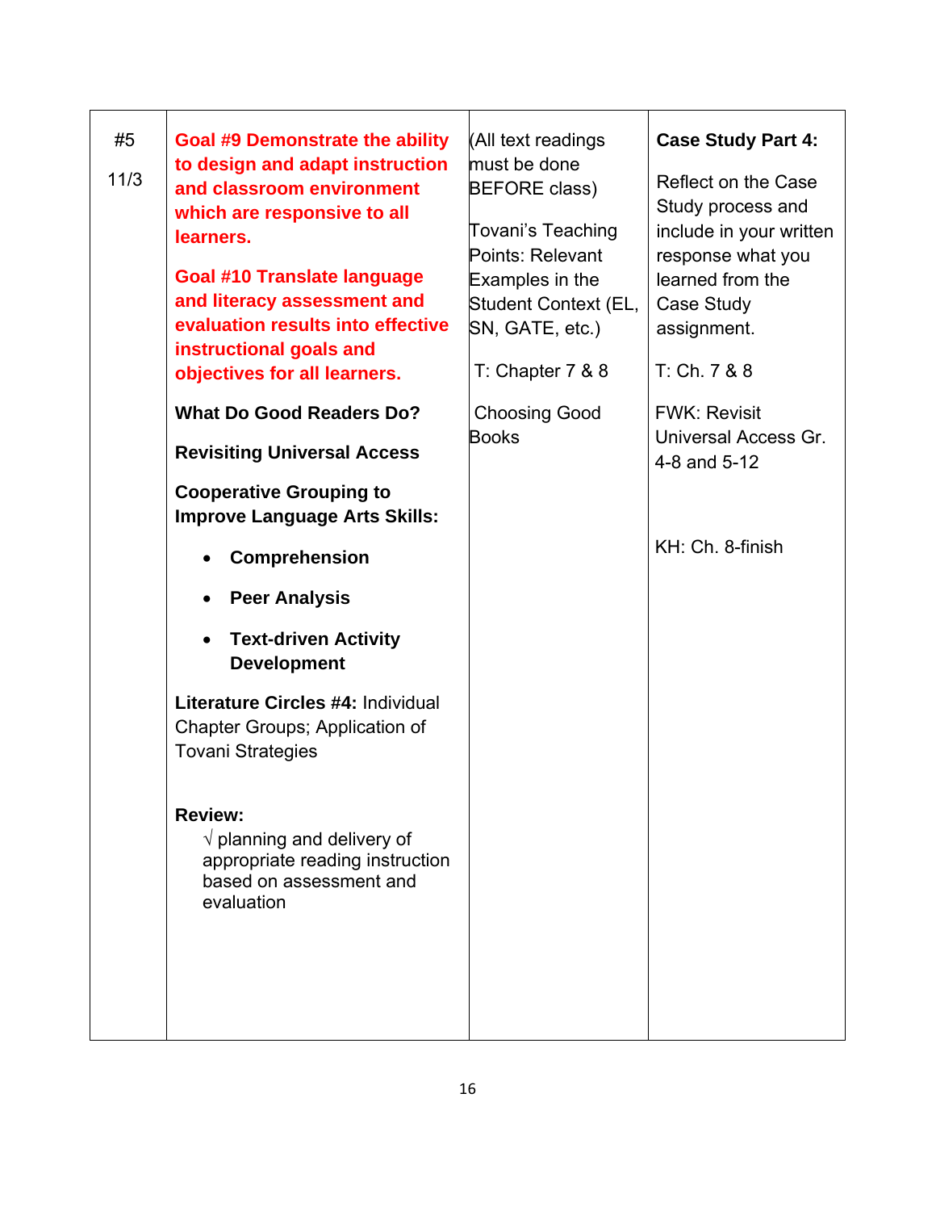| | | | |
|---|---|---|---|
| #5<br><br>11/3 | **Goal #9 Demonstrate the ability to design and adapt instruction and classroom environment which are responsive to all learners.**<br><br>**Goal #10 Translate language and literacy assessment and evaluation results into effective instructional goals and objectives for all learners.**<br><br>**What Do Good Readers Do?**<br><br>**Revisiting Universal Access**<br><br>**Cooperative Grouping to Improve Language Arts Skills:**<br>• **Comprehension**<br>• **Peer Analysis**<br>• **Text-driven Activity Development**<br><br>**Literature Circles #4:** Individual Chapter Groups; Application of Tovani Strategies<br><br>**Review:**<br>√ planning and delivery of appropriate reading instruction based on assessment and evaluation | (All text readings must be done BEFORE class)<br><br>Tovani's Teaching Points: Relevant Examples in the Student Context (EL, SN, GATE, etc.)<br><br>T: Chapter 7 & 8<br><br>Choosing Good Books | **Case Study Part 4:**<br><br>Reflect on the Case Study process and include in your written response what you learned from the Case Study assignment.<br><br>T: Ch. 7 & 8<br><br>FWK: Revisit Universal Access Gr. 4-8 and 5-12<br><br>KH: Ch. 8-finish |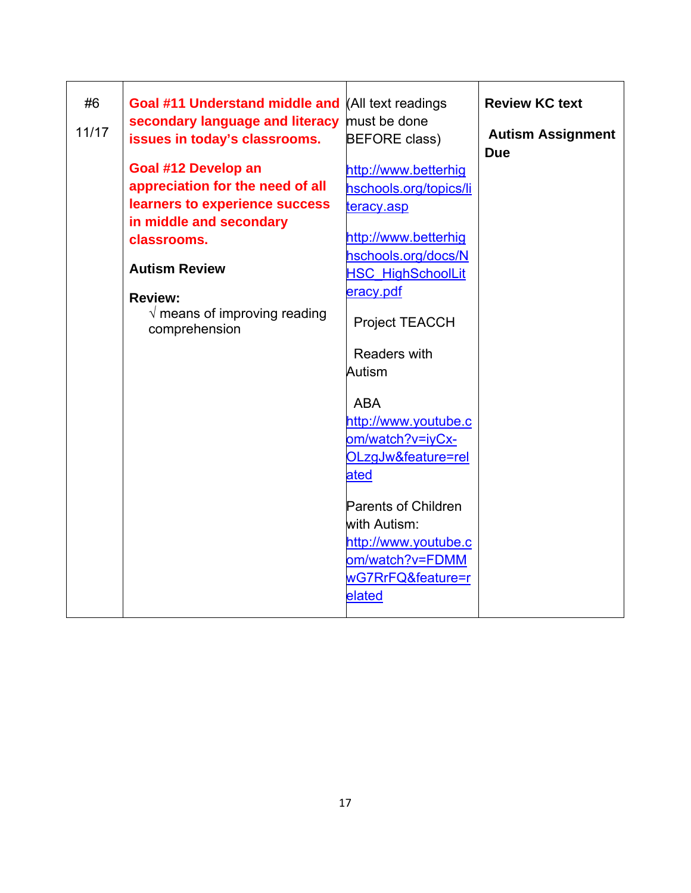| | | | |
|---|---|---|---|
| #6<br><br>11/17 | **Goal #11 Understand middle and secondary language and literacy issues in today's classrooms.**<br><br>**Goal #12 Develop an appreciation for the need of all learners to experience success in middle and secondary classrooms.**<br><br>**Autism Review**<br><br>**Review:**<br>√ means of improving reading comprehension | (All text readings must be done BEFORE class)<br><br>http://www.betterhighschools.org/topics/literacy.asp<br><br>http://www.betterhighschools.org/docs/NHSC_HighSchoolLiteracy.pdf<br><br>Project TEACCH<br><br>Readers with Autism<br><br>ABA<br>http://www.youtube.com/watch?v=iyCx-OLzgJw&feature=related<br><br>Parents of Children with Autism:<br>http://www.youtube.com/watch?v=FDMMwG7RrFQ&feature=related | **Review KC text**<br><br>**Autism Assignment Due** |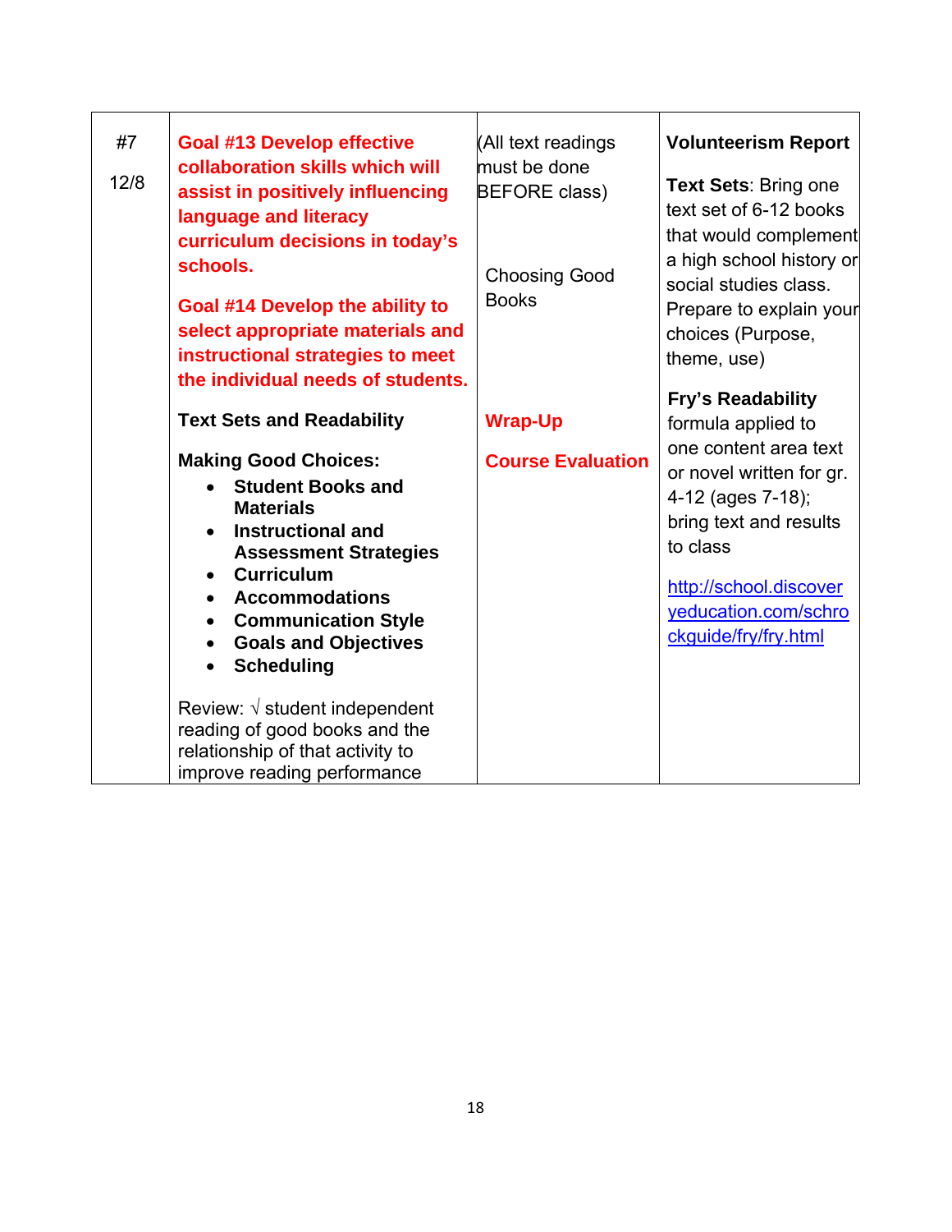| | | | |
|---|---|---|---|
| #7<br><br>12/8 | **Goal #13 Develop effective collaboration skills which will assist in positively influencing language and literacy curriculum decisions in today's schools.**<br><br>**Goal #14 Develop the ability to select appropriate materials and instructional strategies to meet the individual needs of students.**<br><br>**Text Sets and Readability**<br><br>**Making Good Choices:**<br>• **Student Books and Materials**<br>• **Instructional and Assessment Strategies**<br>• **Curriculum**<br>• **Accommodations**<br>• **Communication Style**<br>• **Goals and Objectives**<br>• **Scheduling**<br><br>Review: √ student independent reading of good books and the relationship of that activity to improve reading performance | (All text readings must be done BEFORE class)<br><br>Choosing Good Books<br><br>**Wrap-Up**<br><br>**Course Evaluation** | **Volunteerism Report**<br><br>**Text Sets**: Bring one text set of 6-12 books that would complement a high school history or social studies class. Prepare to explain your choices (Purpose, theme, use)<br><br>**Fry's Readability** formula applied to one content area text or novel written for gr. 4-12 (ages 7-18); bring text and results to class<br><br>http://school.discoveryeducation.com/schrockguide/fry/fry.html |